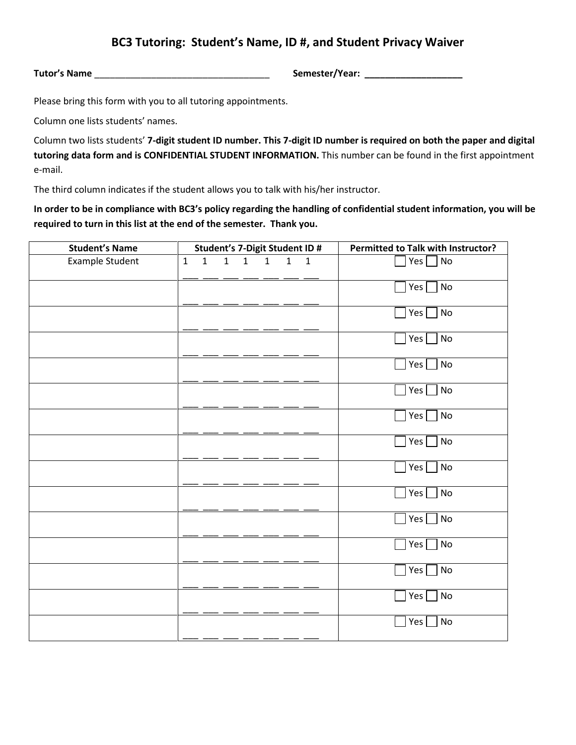# BC3 Tutoring: Student's Name, ID #, and Student Privacy Waiver

**Tutor's Name** ___________________________________ **Semester/Year: ___________________**

Please bring this form with you to all tutoring appointments.

Column one lists students' names.

Column two lists students' **7-digit student ID number. This 7-digit ID number is required on both the paper and digital tutoring data form and is CONFIDENTIAL STUDENT INFORMATION.** This number can be found in the first appointment e-mail.

The third column indicates if the student allows you to talk with his/her instructor.

**In order to be in compliance with BC3's policy regarding the handling of confidential student information, you will be required to turn in this list at the end of the semester. Thank you.**

| Student's Name | Student's 7-Digit Student ID # | Permitted to Talk with Instructor? |
|---|---|---|
| Example Student | 1 1 1 1 1 1 1 | ☐ Yes ☐ No |
| | ___ ___ ___ ___ ___ ___ ___ | ☐ Yes ☐ No |
| | ___ ___ ___ ___ ___ ___ ___ | ☐ Yes ☐ No |
| | ___ ___ ___ ___ ___ ___ ___ | ☐ Yes ☐ No |
| | ___ ___ ___ ___ ___ ___ ___ | ☐ Yes ☐ No |
| | ___ ___ ___ ___ ___ ___ ___ | ☐ Yes ☐ No |
| | ___ ___ ___ ___ ___ ___ ___ | ☐ Yes ☐ No |
| | ___ ___ ___ ___ ___ ___ ___ | ☐ Yes ☐ No |
| | ___ ___ ___ ___ ___ ___ ___ | ☐ Yes ☐ No |
| | ___ ___ ___ ___ ___ ___ ___ | ☐ Yes ☐ No |
| | ___ ___ ___ ___ ___ ___ ___ | ☐ Yes ☐ No |
| | ___ ___ ___ ___ ___ ___ ___ | ☐ Yes ☐ No |
| | ___ ___ ___ ___ ___ ___ ___ | ☐ Yes ☐ No |
| | ___ ___ ___ ___ ___ ___ ___ | ☐ Yes ☐ No |
| | ___ ___ ___ ___ ___ ___ ___ | ☐ Yes ☐ No |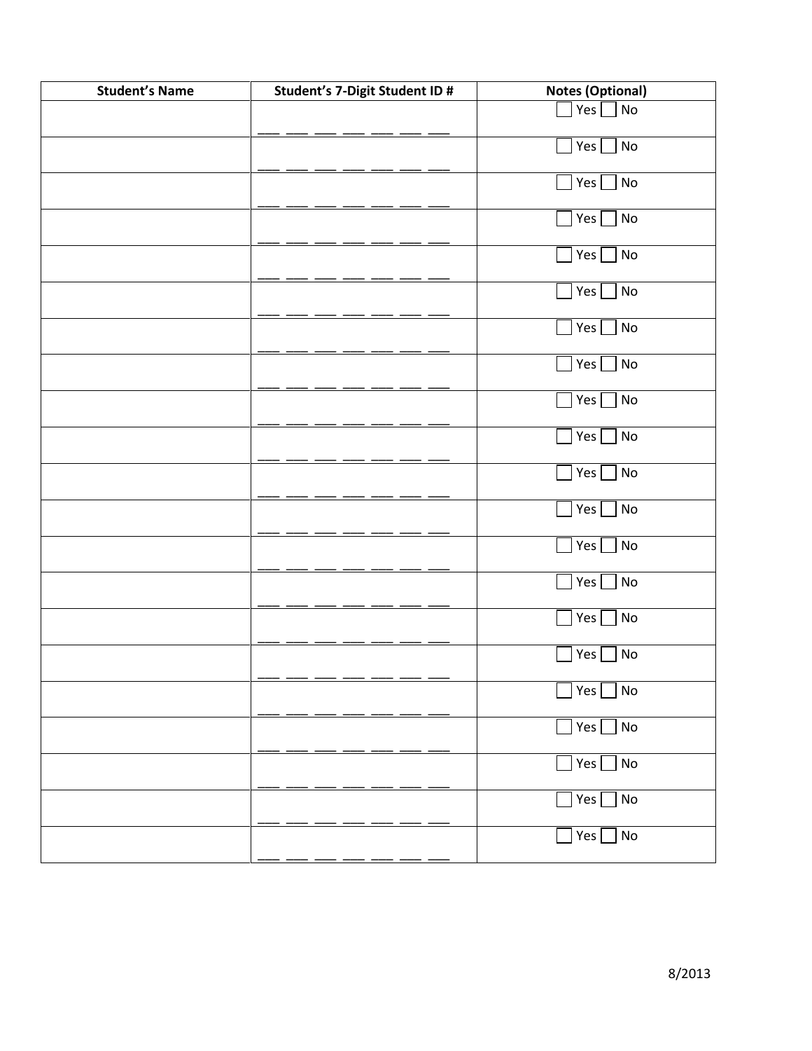| Student's Name | Student's 7-Digit Student ID # | Notes (Optional) |
|---|---|---|
| | ___ ___ ___ ___ ___ ___ ___ | ☐ Yes ☐ No |
| | ___ ___ ___ ___ ___ ___ ___ | ☐ Yes ☐ No |
| | ___ ___ ___ ___ ___ ___ ___ | ☐ Yes ☐ No |
| | ___ ___ ___ ___ ___ ___ ___ | ☐ Yes ☐ No |
| | ___ ___ ___ ___ ___ ___ ___ | ☐ Yes ☐ No |
| | ___ ___ ___ ___ ___ ___ ___ | ☐ Yes ☐ No |
| | ___ ___ ___ ___ ___ ___ ___ | ☐ Yes ☐ No |
| | ___ ___ ___ ___ ___ ___ ___ | ☐ Yes ☐ No |
| | ___ ___ ___ ___ ___ ___ ___ | ☐ Yes ☐ No |
| | ___ ___ ___ ___ ___ ___ ___ | ☐ Yes ☐ No |
| | ___ ___ ___ ___ ___ ___ ___ | ☐ Yes ☐ No |
| | ___ ___ ___ ___ ___ ___ ___ | ☐ Yes ☐ No |
| | ___ ___ ___ ___ ___ ___ ___ | ☐ Yes ☐ No |
| | ___ ___ ___ ___ ___ ___ ___ | ☐ Yes ☐ No |
| | ___ ___ ___ ___ ___ ___ ___ | ☐ Yes ☐ No |
| | ___ ___ ___ ___ ___ ___ ___ | ☐ Yes ☐ No |
| | ___ ___ ___ ___ ___ ___ ___ | ☐ Yes ☐ No |
| | ___ ___ ___ ___ ___ ___ ___ | ☐ Yes ☐ No |
| | ___ ___ ___ ___ ___ ___ ___ | ☐ Yes ☐ No |
| | ___ ___ ___ ___ ___ ___ ___ | ☐ Yes ☐ No |
| | ___ ___ ___ ___ ___ ___ ___ | ☐ Yes ☐ No |

8/2013